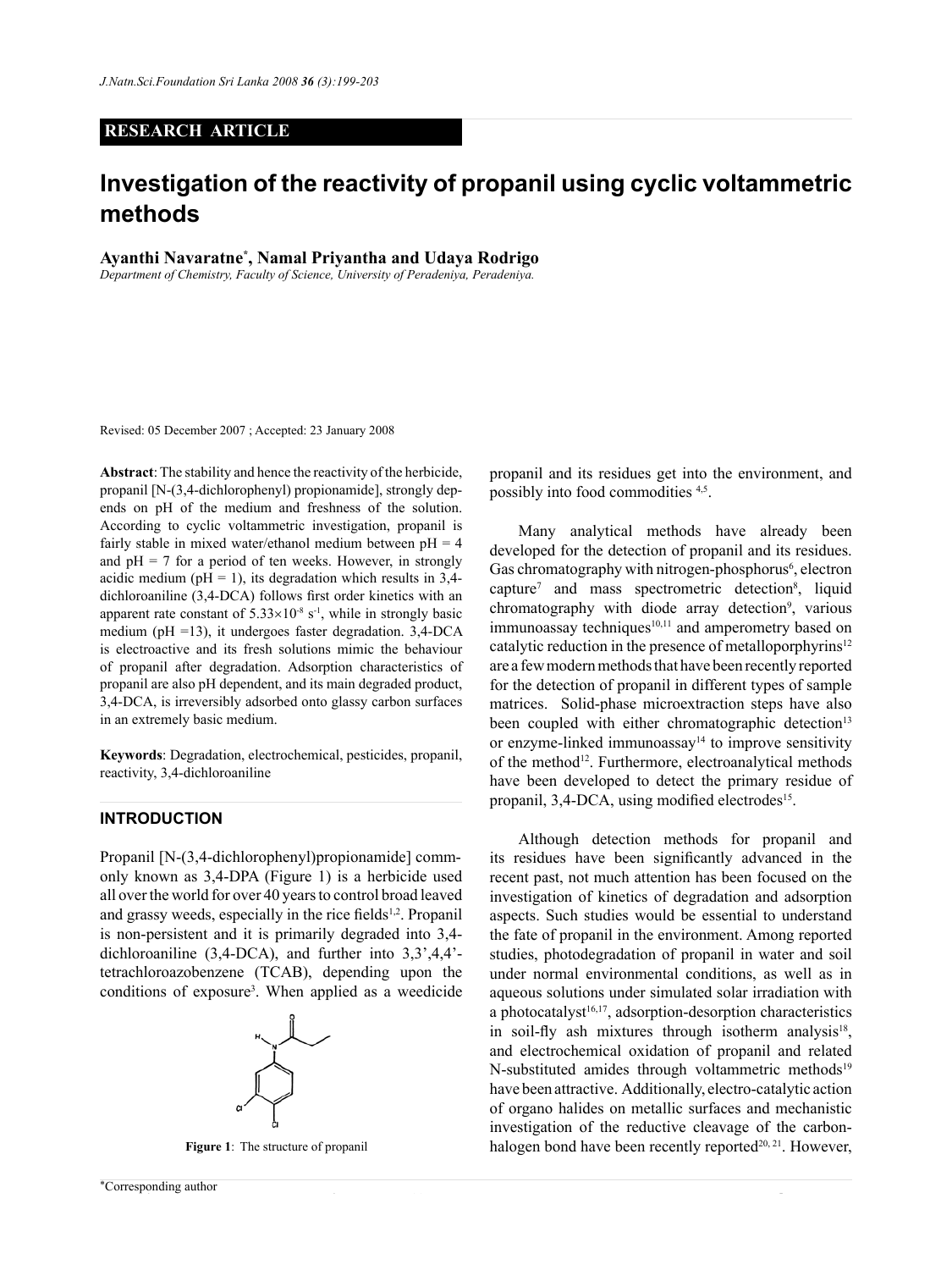RESEARCH ARTICLE

# Investigation of the reactivity of propanil using cyclic voltammetric methods

**Ayanthi Navaratne*, Namal Priyantha and Udaya Rodrigo**

*Department of Chemistry, Faculty of Science, University of Peradeniya, Peradeniya.*

Revised: 05 December 2007 ; Accepted: 23 January 2008

**Abstract**: The stability and hence the reactivity of the herbicide, propanil [N-(3,4-dichlorophenyl) propionamide], strongly depends on pH of the medium and freshness of the solution. According to cyclic voltammetric investigation, propanil is fairly stable in mixed water/ethanol medium between pH = 4 and pH = 7 for a period of ten weeks. However, in strongly acidic medium (pH = 1), its degradation which results in 3,4-dichloroaniline (3,4-DCA) follows first order kinetics with an apparent rate constant of $5.33\times10^{-8}$ $s^{-1}$, while in strongly basic medium (pH =13), it undergoes faster degradation. 3,4-DCA is electroactive and its fresh solutions mimic the behaviour of propanil after degradation. Adsorption characteristics of propanil are also pH dependent, and its main degraded product, 3,4-DCA, is irreversibly adsorbed onto glassy carbon surfaces in an extremely basic medium.

**Keywords**: Degradation, electrochemical, pesticides, propanil, reactivity, 3,4-dichloroaniline

## INTRODUCTION

Propanil [N-(3,4-dichlorophenyl)propionamide] commonly known as 3,4-DPA (Figure 1) is a herbicide used all over the world for over 40 years to control broad leaved and grassy weeds, especially in the rice fields[1,2]. Propanil is non-persistent and it is primarily degraded into 3,4-dichloroaniline (3,4-DCA), and further into 3,3',4,4'-tetrachloroazobenzene (TCAB), depending upon the conditions of exposure[3]. When applied as a weedicide propanil and its residues get into the environment, and possibly into food commodities [4,5].

**Figure 1**: The structure of propanil

Many analytical methods have already been developed for the detection of propanil and its residues. Gas chromatography with nitrogen-phosphorus[6], electron capture[7] and mass spectrometric detection[8], liquid chromatography with diode array detection[9], various immunoassay techniques[10,11] and amperometry based on catalytic reduction in the presence of metalloporphyrins[12] are a few modern methods that have been recently reported for the detection of propanil in different types of sample matrices. Solid-phase microextraction steps have also been coupled with either chromatographic detection[13] or enzyme-linked immunoassay[14] to improve sensitivity of the method[12]. Furthermore, electroanalytical methods have been developed to detect the primary residue of propanil, 3,4-DCA, using modified electrodes[15].

Although detection methods for propanil and its residues have been significantly advanced in the recent past, not much attention has been focused on the investigation of kinetics of degradation and adsorption aspects. Such studies would be essential to understand the fate of propanil in the environment. Among reported studies, photodegradation of propanil in water and soil under normal environmental conditions, as well as in aqueous solutions under simulated solar irradiation with a photocatalyst[16,17], adsorption-desorption characteristics in soil-fly ash mixtures through isotherm analysis[18], and electrochemical oxidation of propanil and related N-substituted amides through voltammetric methods[19] have been attractive. Additionally, electro-catalytic action of organo halides on metallic surfaces and mechanistic investigation of the reductive cleavage of the carbon-halogen bond have been recently reported[20, 21]. However,

*Corresponding author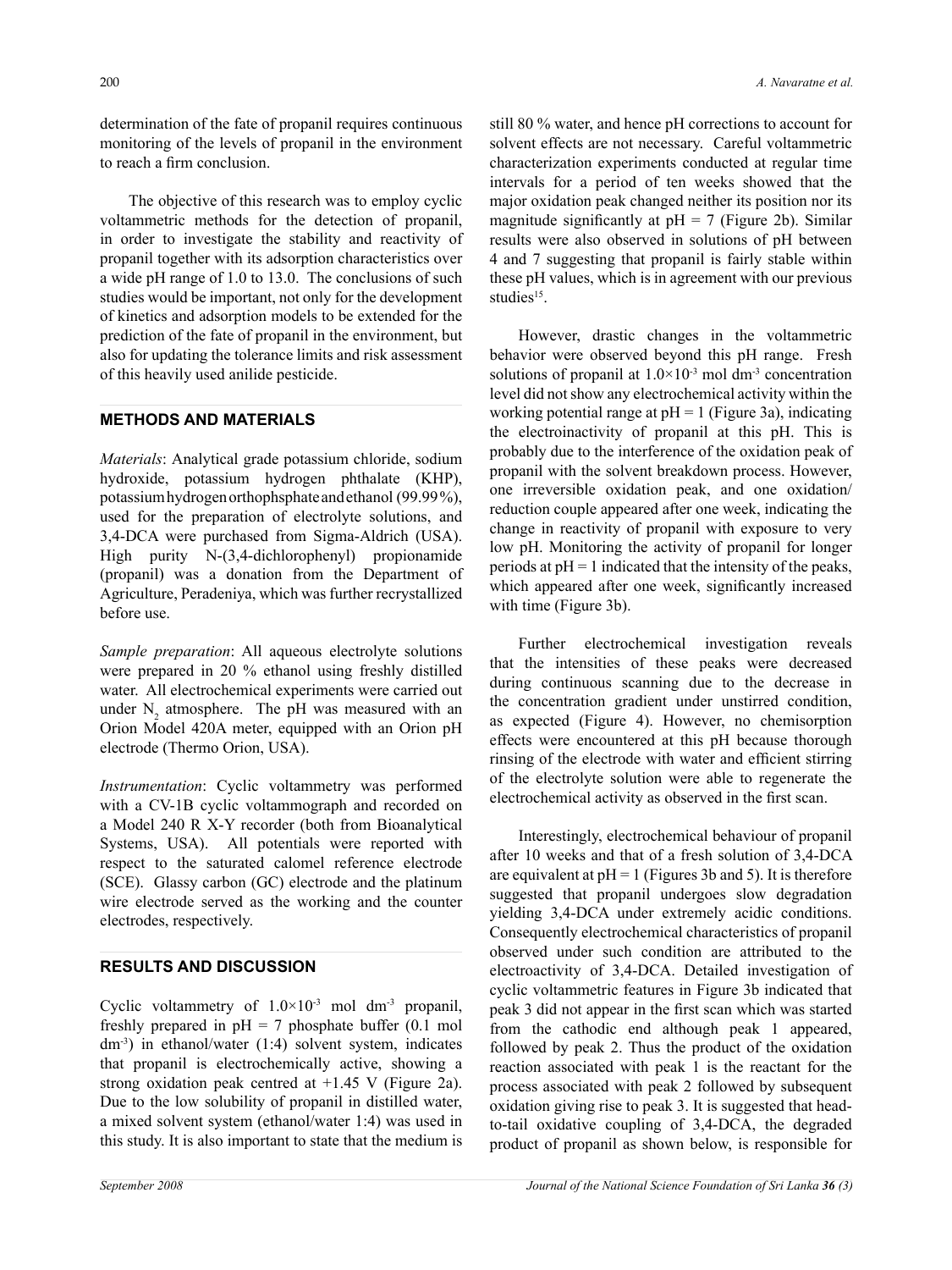determination of the fate of propanil requires continuous monitoring of the levels of propanil in the environment to reach a firm conclusion.

The objective of this research was to employ cyclic voltammetric methods for the detection of propanil, in order to investigate the stability and reactivity of propanil together with its adsorption characteristics over a wide pH range of 1.0 to 13.0. The conclusions of such studies would be important, not only for the development of kinetics and adsorption models to be extended for the prediction of the fate of propanil in the environment, but also for updating the tolerance limits and risk assessment of this heavily used anilide pesticide.

## METHODS AND MATERIALS

*Materials*: Analytical grade potassium chloride, sodium hydroxide, potassium hydrogen phthalate (KHP), potassium hydrogen orthophosphate and ethanol (99.99%), used for the preparation of electrolyte solutions, and 3,4-DCA were purchased from Sigma-Aldrich (USA). High purity N-(3,4-dichlorophenyl) propionamide (propanil) was a donation from the Department of Agriculture, Peradeniya, which was further recrystallized before use.

*Sample preparation*: All aqueous electrolyte solutions were prepared in 20 % ethanol using freshly distilled water. All electrochemical experiments were carried out under $N_2$ atmosphere. The pH was measured with an Orion Model 420A meter, equipped with an Orion pH electrode (Thermo Orion, USA).

*Instrumentation*: Cyclic voltammetry was performed with a CV-1B cyclic voltammograph and recorded on a Model 240 R X-Y recorder (both from Bioanalytical Systems, USA). All potentials were reported with respect to the saturated calomel reference electrode (SCE). Glassy carbon (GC) electrode and the platinum wire electrode served as the working and the counter electrodes, respectively.

## RESULTS AND DISCUSSION

Cyclic voltammetry of $1.0\times10^{-3}$ mol dm$^{-3}$ propanil, freshly prepared in pH = 7 phosphate buffer (0.1 mol dm$^{-3}$) in ethanol/water (1:4) solvent system, indicates that propanil is electrochemically active, showing a strong oxidation peak centred at +1.45 V (Figure 2a). Due to the low solubility of propanil in distilled water, a mixed solvent system (ethanol/water 1:4) was used in this study. It is also important to state that the medium is still 80 % water, and hence pH corrections to account for solvent effects are not necessary. Careful voltammetric characterization experiments conducted at regular time intervals for a period of ten weeks showed that the major oxidation peak changed neither its position nor its magnitude significantly at pH = 7 (Figure 2b). Similar results were also observed in solutions of pH between 4 and 7 suggesting that propanil is fairly stable within these pH values, which is in agreement with our previous studies[15].

However, drastic changes in the voltammetric behavior were observed beyond this pH range. Fresh solutions of propanil at $1.0\times10^{-3}$ mol dm$^{-3}$ concentration level did not show any electrochemical activity within the working potential range at pH = 1 (Figure 3a), indicating the electroinactivity of propanil at this pH. This is probably due to the interference of the oxidation peak of propanil with the solvent breakdown process. However, one irreversible oxidation peak, and one oxidation/reduction couple appeared after one week, indicating the change in reactivity of propanil with exposure to very low pH. Monitoring the activity of propanil for longer periods at pH = 1 indicated that the intensity of the peaks, which appeared after one week, significantly increased with time (Figure 3b).

Further electrochemical investigation reveals that the intensities of these peaks were decreased during continuous scanning due to the decrease in the concentration gradient under unstirred condition, as expected (Figure 4). However, no chemisorption effects were encountered at this pH because thorough rinsing of the electrode with water and efficient stirring of the electrolyte solution were able to regenerate the electrochemical activity as observed in the first scan.

Interestingly, electrochemical behaviour of propanil after 10 weeks and that of a fresh solution of 3,4-DCA are equivalent at pH = 1 (Figures 3b and 5). It is therefore suggested that propanil undergoes slow degradation yielding 3,4-DCA under extremely acidic conditions. Consequently electrochemical characteristics of propanil observed under such condition are attributed to the electroactivity of 3,4-DCA. Detailed investigation of cyclic voltammetric features in Figure 3b indicated that peak 3 did not appear in the first scan which was started from the cathodic end although peak 1 appeared, followed by peak 2. Thus the product of the oxidation reaction associated with peak 1 is the reactant for the process associated with peak 2 followed by subsequent oxidation giving rise to peak 3. It is suggested that head-to-tail oxidative coupling of 3,4-DCA, the degraded product of propanil as shown below, is responsible for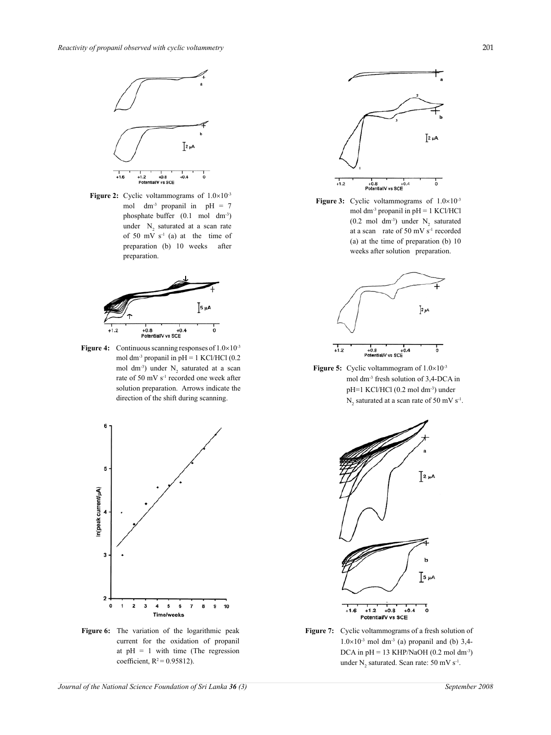**Figure 2:** Cyclic voltammograms of $1.0\times10^{-3}$ mol $dm^{-3}$ propanil in pH = 7 phosphate buffer (0.1 mol $dm^{-3}$) under $N_2$ saturated at a scan rate of 50 mV $s^{-1}$ (a) at the time of preparation (b) 10 weeks after preparation.

**Figure 3:** Cyclic voltammograms of $1.0\times10^{-3}$ mol $dm^{-3}$ propanil in pH = 1 KCl/HCl (0.2 mol $dm^{-3}$) under $N_2$ saturated at a scan rate of 50 mV $s^{-1}$ recorded (a) at the time of preparation (b) 10 weeks after solution preparation.

**Figure 4:** Continuous scanning responses of $1.0\times10^{-3}$ mol $dm^{-3}$ propanil in pH = 1 KCl/HCl (0.2 mol $dm^{-3}$) under $N_2$ saturated at a scan rate of 50 mV $s^{-1}$ recorded one week after solution preparation. Arrows indicate the direction of the shift during scanning.

**Figure 5:** Cyclic voltammogram of $1.0\times10^{-3}$ mol $dm^{-3}$ fresh solution of 3,4-DCA in pH=1 KCl/HCl (0.2 mol $dm^{-3}$) under $N_2$ saturated at a scan rate of 50 mV $s^{-1}$.

**Figure 6:** The variation of the logarithmic peak current for the oxidation of propanil at pH = 1 with time (The regression coefficient, $R^2$ = 0.95812).

**Figure 7:** Cyclic voltammograms of a fresh solution of $1.0\times10^{-3}$ mol $dm^{-3}$ (a) propanil and (b) 3,4-DCA in pH = 13 KHP/NaOH (0.2 mol $dm^{-3}$) under $N_2$ saturated. Scan rate: 50 mV $s^{-1}$.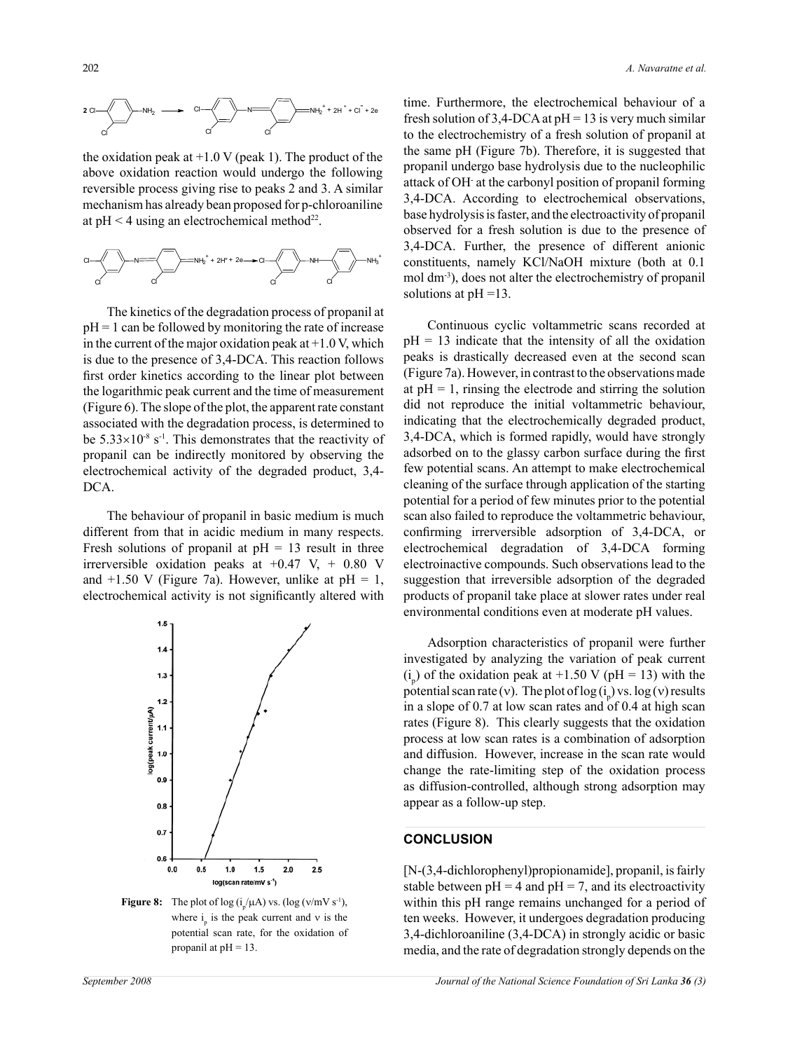$$2\ \text{Cl}_2\text{C}_6\text{H}_3\text{–NH}_2 \longrightarrow \text{Cl}_2\text{C}_6\text{H}_3\text{–N=C}_6\text{H}_3\text{Cl=NH}_2^+ + 2\text{H}^+ + \text{Cl}^- + 2\text{e}$$

the oxidation peak at +1.0 V (peak 1). The product of the above oxidation reaction would undergo the following reversible process giving rise to peaks 2 and 3. A similar mechanism has already bean proposed for p-chloroaniline at pH < 4 using an electrochemical method[22].

$$\text{Cl}_2\text{C}_6\text{H}_3\text{–N=C}_6\text{H}_3\text{Cl=NH}_2^+ + 2\text{H}^+ + 2\text{e} \longrightarrow \text{Cl}_2\text{C}_6\text{H}_3\text{–NH–C}_6\text{H}_3\text{Cl–NH}_3^+$$

The kinetics of the degradation process of propanil at pH = 1 can be followed by monitoring the rate of increase in the current of the major oxidation peak at +1.0 V, which is due to the presence of 3,4-DCA. This reaction follows first order kinetics according to the linear plot between the logarithmic peak current and the time of measurement (Figure 6). The slope of the plot, the apparent rate constant associated with the degradation process, is determined to be $5.33\times10^{-8}$ $s^{-1}$. This demonstrates that the reactivity of propanil can be indirectly monitored by observing the electrochemical activity of the degraded product, 3,4-DCA.

The behaviour of propanil in basic medium is much different from that in acidic medium in many respects. Fresh solutions of propanil at pH = 13 result in three irrerversible oxidation peaks at +0.47 V, + 0.80 V and +1.50 V (Figure 7a). However, unlike at pH = 1, electrochemical activity is not significantly altered with time. Furthermore, the electrochemical behaviour of a fresh solution of 3,4-DCA at pH = 13 is very much similar to the electrochemistry of a fresh solution of propanil at the same pH (Figure 7b). Therefore, it is suggested that propanil undergo base hydrolysis due to the nucleophilic attack of $OH^-$ at the carbonyl position of propanil forming 3,4-DCA. According to electrochemical observations, base hydrolysis is faster, and the electroactivity of propanil observed for a fresh solution is due to the presence of 3,4-DCA. Further, the presence of different anionic constituents, namely KCl/NaOH mixture (both at 0.1 mol $dm^{-3}$), does not alter the electrochemistry of propanil solutions at pH =13.

Continuous cyclic voltammetric scans recorded at pH = 13 indicate that the intensity of all the oxidation peaks is drastically decreased even at the second scan (Figure 7a). However, in contrast to the observations made at pH = 1, rinsing the electrode and stirring the solution did not reproduce the initial voltammetric behaviour, indicating that the electrochemically degraded product, 3,4-DCA, which is formed rapidly, would have strongly adsorbed on to the glassy carbon surface during the first few potential scans. An attempt to make electrochemical cleaning of the surface through application of the starting potential for a period of few minutes prior to the potential scan also failed to reproduce the voltammetric behaviour, confirming irreversible adsorption of 3,4-DCA, or electrochemical degradation of 3,4-DCA forming electroinactive compounds. Such observations lead to the suggestion that irreversible adsorption of the degraded products of propanil take place at slower rates under real environmental conditions even at moderate pH values.

Adsorption characteristics of propanil were further investigated by analyzing the variation of peak current ($i_p$) of the oxidation peak at +1.50 V (pH = 13) with the potential scan rate ($\nu$). The plot of log ($i_p$) vs. log ($\nu$) results in a slope of 0.7 at low scan rates and of 0.4 at high scan rates (Figure 8). This clearly suggests that the oxidation process at low scan rates is a combination of adsorption and diffusion. However, increase in the scan rate would change the rate-limiting step of the oxidation process as diffusion-controlled, although strong adsorption may appear as a follow-up step.

**Figure 8:** The plot of log ($i_p/\mu A$) vs. (log ($\nu$/mV $s^{-1}$), where $i_p$ is the peak current and $\nu$ is the potential scan rate, for the oxidation of propanil at pH = 13.

## CONCLUSION

[N-(3,4-dichlorophenyl)propionamide], propanil, is fairly stable between pH = 4 and pH = 7, and its electroactivity within this pH range remains unchanged for a period of ten weeks. However, it undergoes degradation producing 3,4-dichloroaniline (3,4-DCA) in strongly acidic or basic media, and the rate of degradation strongly depends on the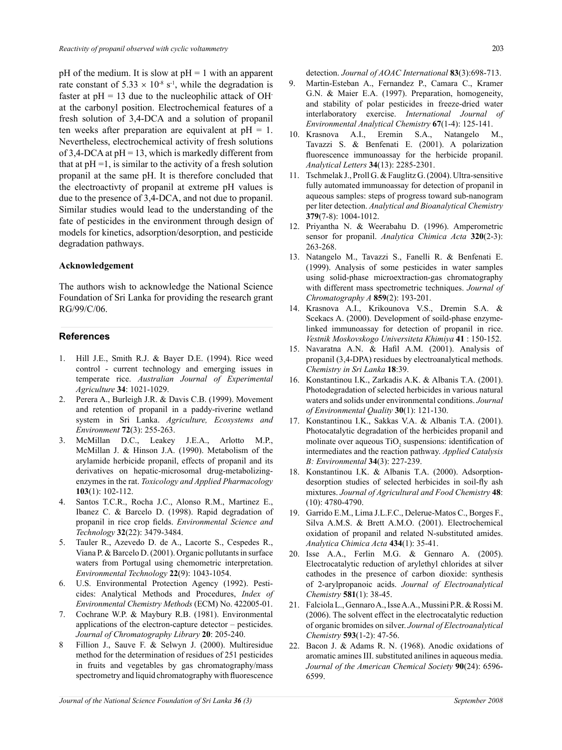pH of the medium. It is slow at pH = 1 with an apparent rate constant of $5.33 \times 10^{-8}$ $s^{-1}$, while the degradation is faster at pH = 13 due to the nucleophilic attack of $OH^-$ at the carbonyl position. Electrochemical features of a fresh solution of 3,4-DCA and a solution of propanil ten weeks after preparation are equivalent at pH = 1. Nevertheless, electrochemical activity of fresh solutions of 3,4-DCA at pH = 13, which is markedly different from that at pH =1, is similar to the activity of a fresh solution propanil at the same pH. It is therefore concluded that the electroactivty of propanil at extreme pH values is due to the presence of 3,4-DCA, and not due to propanil. Similar studies would lead to the understanding of the fate of pesticides in the environment through design of models for kinetics, adsorption/desorption, and pesticide degradation pathways.

**Acknowledgement**

The authors wish to acknowledge the National Science Foundation of Sri Lanka for providing the research grant RG/99/C/06.

## References

1. Hill J.E., Smith R.J. & Bayer D.E. (1994). Rice weed control - current technology and emerging issues in temperate rice. *Australian Journal of Experimental Agriculture* **34**: 1021-1029.
2. Perera A., Burleigh J.R. & Davis C.B. (1999). Movement and retention of propanil in a paddy-riverine wetland system in Sri Lanka. *Agriculture, Ecosystems and Environment* **72**(3): 255-263.
3. McMillan D.C., Leakey J.E.A., Arlotto M.P., McMillan J. & Hinson J.A. (1990). Metabolism of the arylamide herbicide propanil, effects of propanil and its derivatives on hepatic-microsomal drug-metabolizing-enzymes in the rat. *Toxicology and Applied Pharmacology* **103**(1): 102-112.
4. Santos T.C.R., Rocha J.C., Alonso R.M., Martinez E., Ibanez C. & Barcelo D. (1998). Rapid degradation of propanil in rice crop fields. *Environmental Science and Technology* **32**(22): 3479-3484.
5. Tauler R., Azevedo D. de A., Lacorte S., Cespedes R., Viana P. & Barcelo D. (2001). Organic pollutants in surface waters from Portugal using chemometric interpretation. *Environmental Technology* **22**(9): 1043-1054.
6. U.S. Environmental Protection Agency (1992). Pesticides: Analytical Methods and Procedures, *Index of Environmental Chemistry Methods* (ECM) No. 422005-01.
7. Cochrane W.P. & Maybury R.B. (1981). Environmental applications of the electron-capture detector – pesticides. *Journal of Chromatography Library* **20**: 205-240.
8. Fillion J., Sauve F. & Selwyn J. (2000). Multiresidue method for the determination of residues of 251 pesticides in fruits and vegetables by gas chromatography/mass spectrometry and liquid chromatography with fluorescence detection. *Journal of AOAC International* **83**(3):698-713.
9. Martin-Esteban A., Fernandez P., Camara C., Kramer G.N. & Maier E.A. (1997). Preparation, homogeneity, and stability of polar pesticides in freeze-dried water interlaboratory exercise. *International Journal of Environmental Analytical Chemistry* **67**(1-4): 125-141.
10. Krasnova A.I., Eremin S.A., Natangelo M., Tavazzi S. & Benfenati E. (2001). A polarization fluorescence immunoassay for the herbicide propanil. *Analytical Letters* **34**(13): 2285-2301.
11. Tschmelak J., Proll G. & Fauglitz G. (2004). Ultra-sensitive fully automated immunoassay for detection of propanil in aqueous samples: steps of progress toward sub-nanogram per liter detection. *Analytical and Bioanalytical Chemistry* **379**(7-8): 1004-1012.
12. Priyantha N. & Weerabahu D. (1996). Amperometric sensor for propanil. *Analytica Chimica Acta* **320**(2-3): 263-268.
13. Natangelo M., Tavazzi S., Fanelli R. & Benfenati E. (1999). Analysis of some pesticides in water samples using solid-phase microextraction-gas chromatography with different mass spectrometric techniques. *Journal of Chromatography A* **859**(2): 193-201.
14. Krasnova A.I., Krikounova V.S., Dremin S.A. & Scekacs A. (2000). Development of soild-phase enzyme-linked immunoassay for detection of propanil in rice. *Vestnik Moskovskogo Universiteta Khimiya* **41** : 150-152.
15. Navaratna A.N. & Hafil A.M. (2001). Analysis of propanil (3,4-DPA) residues by electroanalytical methods. *Chemistry in Sri Lanka* **18**:39.
16. Konstantinou I.K., Zarkadis A.K. & Albanis T.A. (2001). Photodegradation of selected herbicides in various natural waters and solids under environmental conditions. *Journal of Environmental Quality* **30**(1): 121-130.
17. Konstantinou I.K., Sakkas V.A. & Albanis T.A. (2001). Photocatalytic degradation of the herbicides propanil and molinate over aqueous $TiO_2$ suspensions: identification of intermediates and the reaction pathway. *Applied Catalysis B: Environmental* **34**(3): 227-239.
18. Konstantinou I.K. & Albanis T.A. (2000). Adsorption-desorption studies of selected herbicides in soil-fly ash mixtures. *Journal of Agricultural and Food Chemistry* **48**: (10): 4780-4790.
19. Garrido E.M., Lima J.L.F.C., Delerue-Matos C., Borges F., Silva A.M.S. & Brett A.M.O. (2001). Electrochemical oxidation of propanil and related N-substituted amides. *Analytica Chimica Acta* **434**(1): 35-41.
20. Isse A.A., Ferlin M.G. & Gennaro A. (2005). Electrocatalytic reduction of arylethyl chlorides at silver cathodes in the presence of carbon dioxide: synthesis of 2-arylpropanoic acids. *Journal of Electroanalytical Chemistry* **581**(1): 38-45.
21. Falciola L., Gennaro A., Isse A.A., Mussini P.R. & Rossi M. (2006). The solvent effect in the electrocatalytic reduction of organic bromides on silver. *Journal of Electroanalytical Chemistry* **593**(1-2): 47-56.
22. Bacon J. & Adams R. N. (1968). Anodic oxidations of aromatic amines III. substituted anilines in aqueous media. *Journal of the American Chemical Society* **90**(24): 6596-6599.